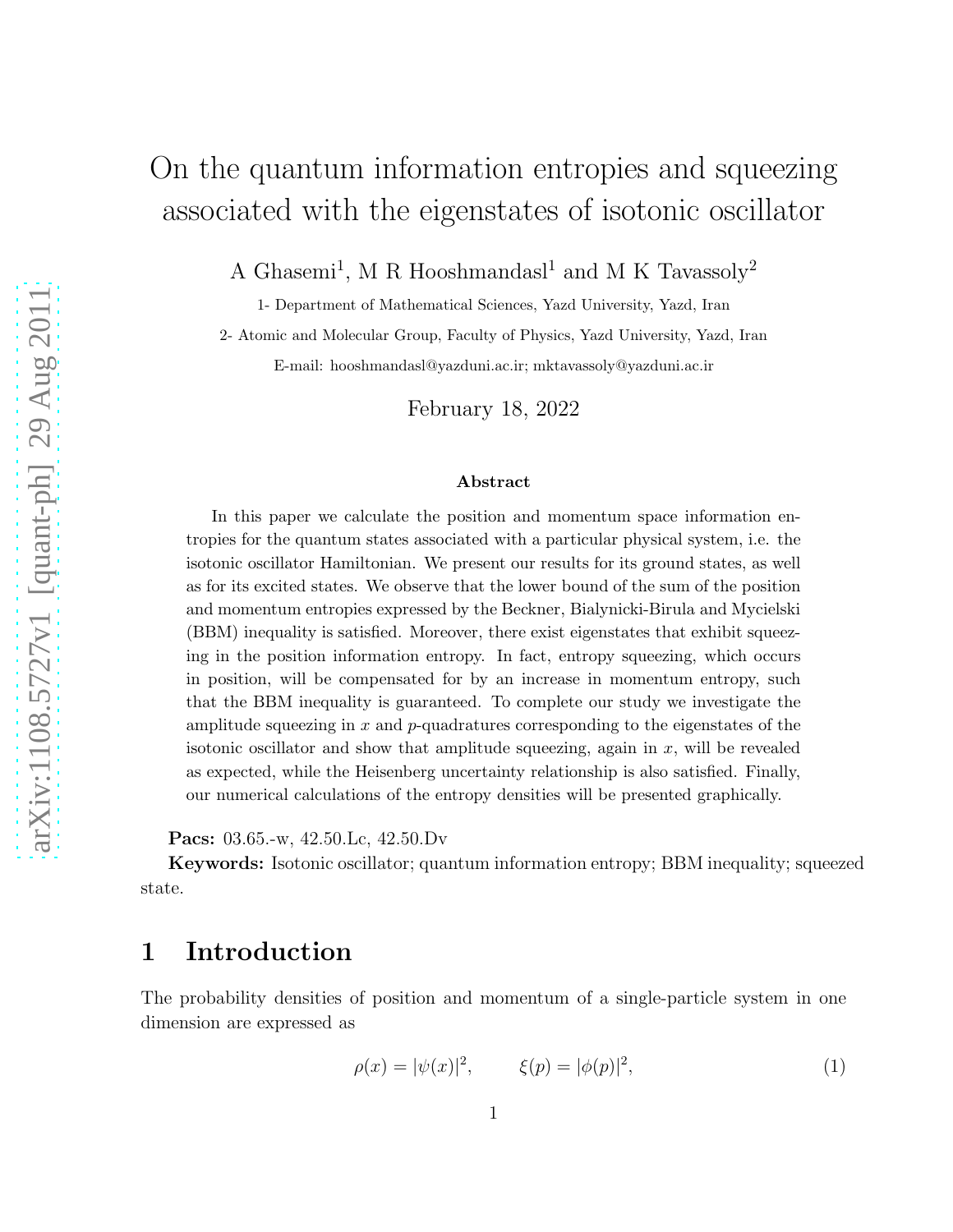# On the quantum information entropies and squeezing associated with the eigenstates of isotonic oscillator

A Ghasemi[1], M R Hooshmandasl[1] and M K Tavassoly[2]

1- Department of Mathematical Sciences, Yazd University, Yazd, Iran

2- Atomic and Molecular Group, Faculty of Physics, Yazd University, Yazd, Iran

E-mail: hooshmandasl@yazduni.ac.ir; mktavassoly@yazduni.ac.ir

February 18, 2022

### Abstract

In this paper we calculate the position and momentum space information entropies for the quantum states associated with a particular physical system, i.e. the isotonic oscillator Hamiltonian. We present our results for its ground states, as well as for its excited states. We observe that the lower bound of the sum of the position and momentum entropies expressed by the Beckner, Bialynicki-Birula and Mycielski (BBM) inequality is satisfied. Moreover, there exist eigenstates that exhibit squeezing in the position information entropy. In fact, entropy squeezing, which occurs in position, will be compensated for by an increase in momentum entropy, such that the BBM inequality is guaranteed. To complete our study we investigate the amplitude squeezing in $x$ and $p$-quadratures corresponding to the eigenstates of the isotonic oscillator and show that amplitude squeezing, again in $x$, will be revealed as expected, while the Heisenberg uncertainty relationship is also satisfied. Finally, our numerical calculations of the entropy densities will be presented graphically.

**Pacs:** 03.65.-w, 42.50.Lc, 42.50.Dv

**Keywords:** Isotonic oscillator; quantum information entropy; BBM inequality; squeezed state.

## 1 Introduction

The probability densities of position and momentum of a single-particle system in one dimension are expressed as

$$\rho(x) = |\psi(x)|^2, \qquad \xi(p) = |\phi(p)|^2, \tag{1}$$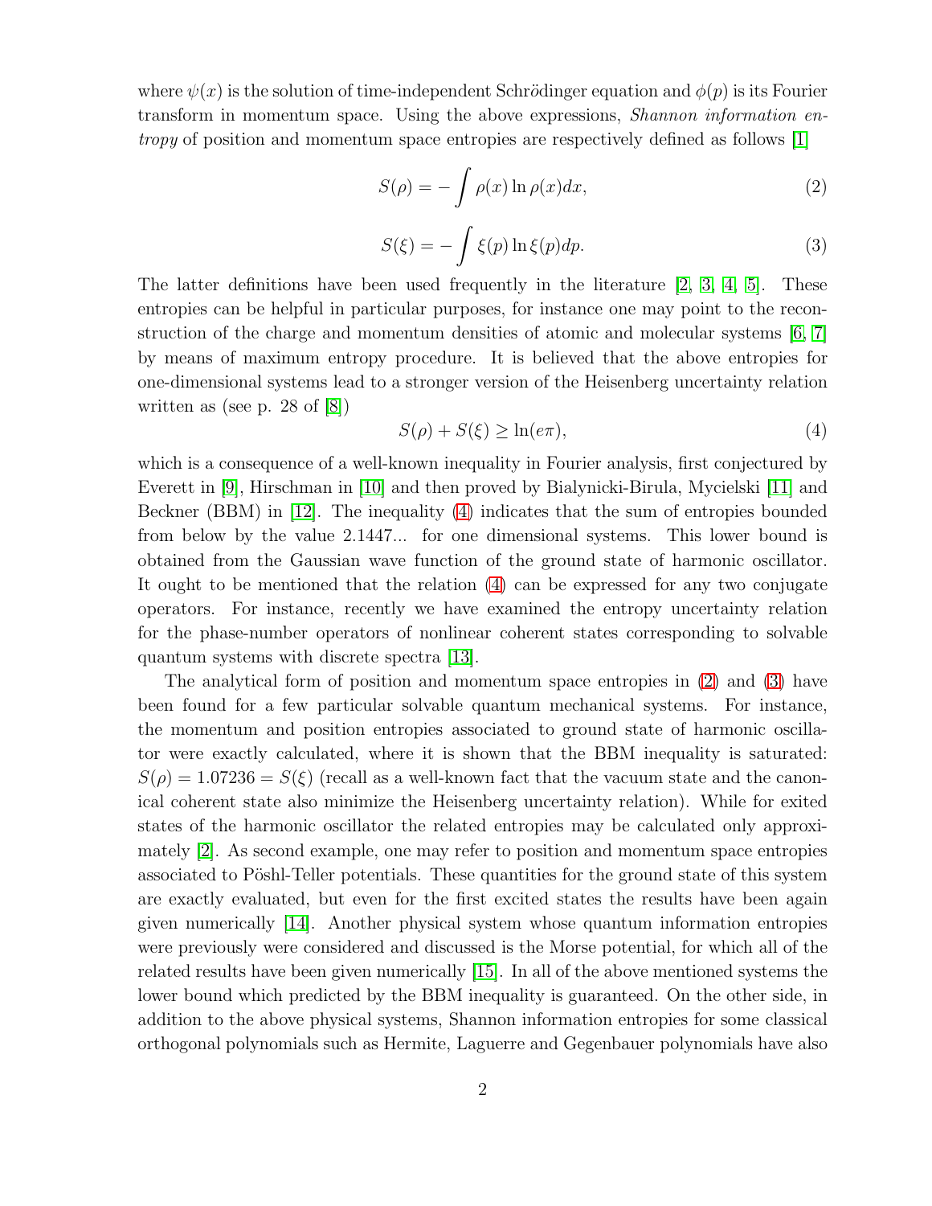where $\psi(x)$ is the solution of time-independent Schrödinger equation and $\phi(p)$ is its Fourier transform in momentum space. Using the above expressions, *Shannon information entropy* of position and momentum space entropies are respectively defined as follows [1]

$$S(\rho) = -\int \rho(x) \ln \rho(x) dx, \tag{2}$$

$$S(\xi) = -\int \xi(p) \ln \xi(p) dp. \tag{3}$$

The latter definitions have been used frequently in the literature [2, 3, 4, 5]. These entropies can be helpful in particular purposes, for instance one may point to the reconstruction of the charge and momentum densities of atomic and molecular systems [6, 7] by means of maximum entropy procedure. It is believed that the above entropies for one-dimensional systems lead to a stronger version of the Heisenberg uncertainty relation written as (see p. 28 of [8])

$$S(\rho) + S(\xi) \geq \ln(e\pi), \tag{4}$$

which is a consequence of a well-known inequality in Fourier analysis, first conjectured by Everett in [9], Hirschman in [10] and then proved by Bialynicki-Birula, Mycielski [11] and Beckner (BBM) in [12]. The inequality (4) indicates that the sum of entropies bounded from below by the value 2.1447... for one dimensional systems. This lower bound is obtained from the Gaussian wave function of the ground state of harmonic oscillator. It ought to be mentioned that the relation (4) can be expressed for any two conjugate operators. For instance, recently we have examined the entropy uncertainty relation for the phase-number operators of nonlinear coherent states corresponding to solvable quantum systems with discrete spectra [13].

The analytical form of position and momentum space entropies in (2) and (3) have been found for a few particular solvable quantum mechanical systems. For instance, the momentum and position entropies associated to ground state of harmonic oscillator were exactly calculated, where it is shown that the BBM inequality is saturated: $S(\rho) = 1.07236 = S(\xi)$ (recall as a well-known fact that the vacuum state and the canonical coherent state also minimize the Heisenberg uncertainty relation). While for exited states of the harmonic oscillator the related entropies may be calculated only approximately [2]. As second example, one may refer to position and momentum space entropies associated to Pöshl-Teller potentials. These quantities for the ground state of this system are exactly evaluated, but even for the first excited states the results have been again given numerically [14]. Another physical system whose quantum information entropies were previously were considered and discussed is the Morse potential, for which all of the related results have been given numerically [15]. In all of the above mentioned systems the lower bound which predicted by the BBM inequality is guaranteed. On the other side, in addition to the above physical systems, Shannon information entropies for some classical orthogonal polynomials such as Hermite, Laguerre and Gegenbauer polynomials have also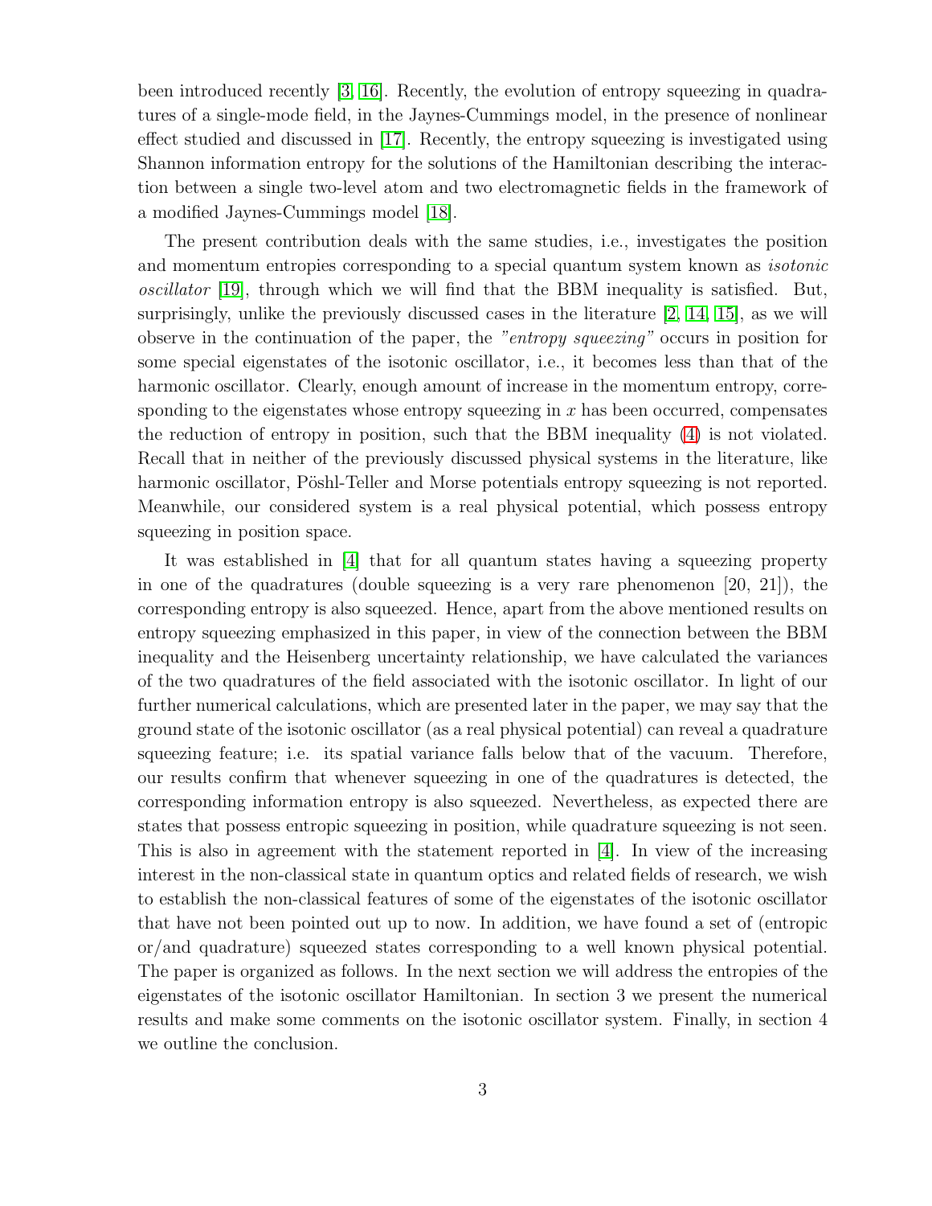been introduced recently [3, 16]. Recently, the evolution of entropy squeezing in quadratures of a single-mode field, in the Jaynes-Cummings model, in the presence of nonlinear effect studied and discussed in [17]. Recently, the entropy squeezing is investigated using Shannon information entropy for the solutions of the Hamiltonian describing the interaction between a single two-level atom and two electromagnetic fields in the framework of a modified Jaynes-Cummings model [18].

The present contribution deals with the same studies, i.e., investigates the position and momentum entropies corresponding to a special quantum system known as *isotonic oscillator* [19], through which we will find that the BBM inequality is satisfied. But, surprisingly, unlike the previously discussed cases in the literature [2, 14, 15], as we will observe in the continuation of the paper, the *"entropy squeezing"* occurs in position for some special eigenstates of the isotonic oscillator, i.e., it becomes less than that of the harmonic oscillator. Clearly, enough amount of increase in the momentum entropy, corresponding to the eigenstates whose entropy squeezing in $x$ has been occurred, compensates the reduction of entropy in position, such that the BBM inequality (4) is not violated. Recall that in neither of the previously discussed physical systems in the literature, like harmonic oscillator, Pöshl-Teller and Morse potentials entropy squeezing is not reported. Meanwhile, our considered system is a real physical potential, which possess entropy squeezing in position space.

It was established in [4] that for all quantum states having a squeezing property in one of the quadratures (double squeezing is a very rare phenomenon [20, 21]), the corresponding entropy is also squeezed. Hence, apart from the above mentioned results on entropy squeezing emphasized in this paper, in view of the connection between the BBM inequality and the Heisenberg uncertainty relationship, we have calculated the variances of the two quadratures of the field associated with the isotonic oscillator. In light of our further numerical calculations, which are presented later in the paper, we may say that the ground state of the isotonic oscillator (as a real physical potential) can reveal a quadrature squeezing feature; i.e. its spatial variance falls below that of the vacuum. Therefore, our results confirm that whenever squeezing in one of the quadratures is detected, the corresponding information entropy is also squeezed. Nevertheless, as expected there are states that possess entropic squeezing in position, while quadrature squeezing is not seen. This is also in agreement with the statement reported in [4]. In view of the increasing interest in the non-classical state in quantum optics and related fields of research, we wish to establish the non-classical features of some of the eigenstates of the isotonic oscillator that have not been pointed out up to now. In addition, we have found a set of (entropic or/and quadrature) squeezed states corresponding to a well known physical potential. The paper is organized as follows. In the next section we will address the entropies of the eigenstates of the isotonic oscillator Hamiltonian. In section 3 we present the numerical results and make some comments on the isotonic oscillator system. Finally, in section 4 we outline the conclusion.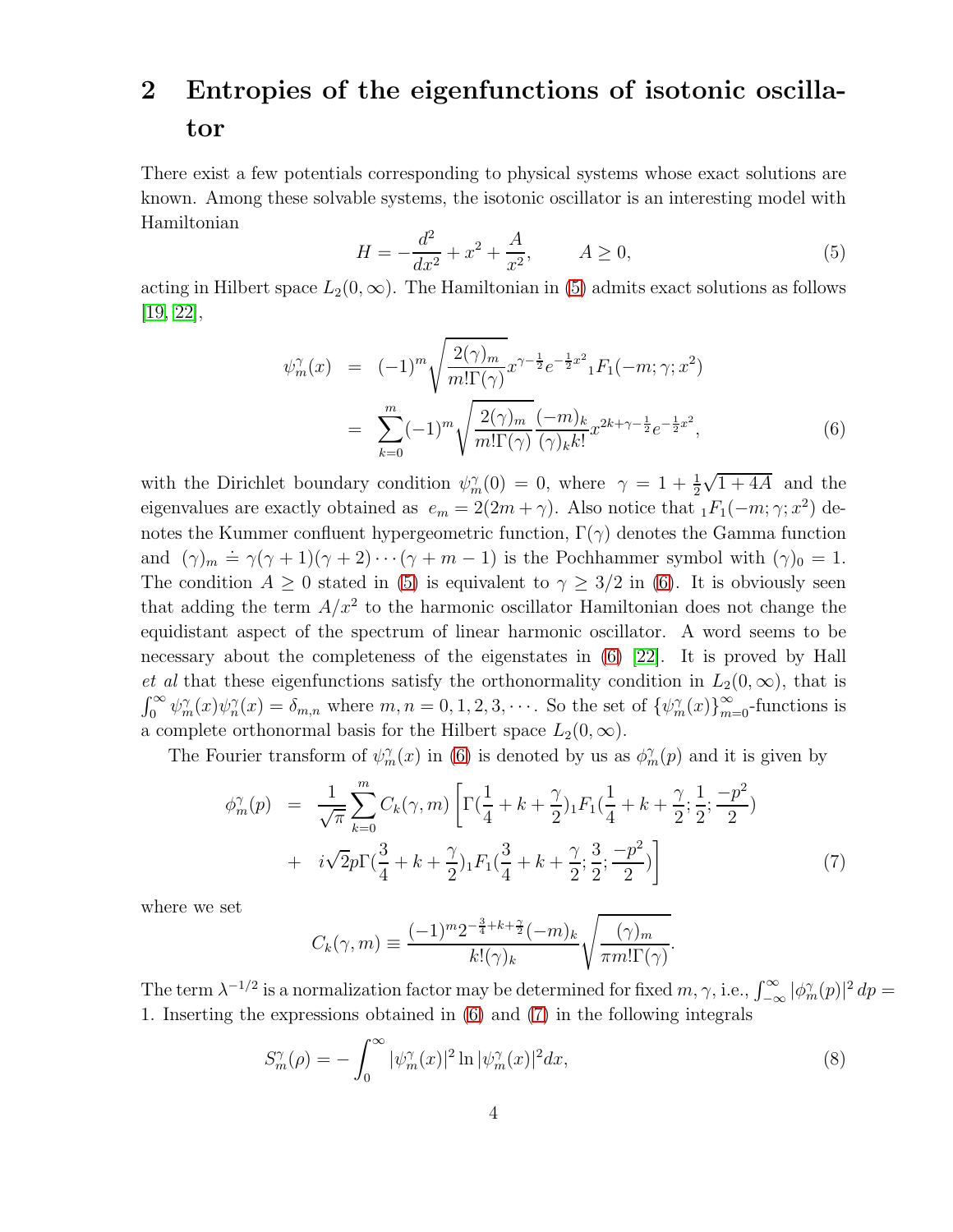## 2 Entropies of the eigenfunctions of isotonic oscillator

There exist a few potentials corresponding to physical systems whose exact solutions are known. Among these solvable systems, the isotonic oscillator is an interesting model with Hamiltonian

$$H = -\frac{d^2}{dx^2} + x^2 + \frac{A}{x^2}, \qquad A \geq 0, \tag{5}$$

acting in Hilbert space $L_2(0, \infty)$. The Hamiltonian in (5) admits exact solutions as follows [19, 22],

$$\begin{aligned}
\psi_m^\gamma(x) &= (-1)^m \sqrt{\frac{2(\gamma)_m}{m!\Gamma(\gamma)}} x^{\gamma-\frac{1}{2}} e^{-\frac{1}{2}x^2} {}_1F_1(-m; \gamma; x^2) \\
&= \sum_{k=0}^{m} (-1)^m \sqrt{\frac{2(\gamma)_m}{m!\Gamma(\gamma)}} \frac{(-m)_k}{(\gamma)_k k!} x^{2k+\gamma-\frac{1}{2}} e^{-\frac{1}{2}x^2},
\end{aligned} \tag{6}$$

with the Dirichlet boundary condition $\psi_m^\gamma(0) = 0$, where $\gamma = 1 + \frac{1}{2}\sqrt{1+4A}$ and the eigenvalues are exactly obtained as $e_m = 2(2m + \gamma)$. Also notice that ${}_1F_1(-m; \gamma; x^2)$ denotes the Kummer confluent hypergeometric function, $\Gamma(\gamma)$ denotes the Gamma function and $(\gamma)_m \doteq \gamma(\gamma+1)(\gamma+2)\cdots(\gamma+m-1)$ is the Pochhammer symbol with $(\gamma)_0 = 1$. The condition $A \geq 0$ stated in (5) is equivalent to $\gamma \geq 3/2$ in (6). It is obviously seen that adding the term $A/x^2$ to the harmonic oscillator Hamiltonian does not change the equidistant aspect of the spectrum of linear harmonic oscillator. A word seems to be necessary about the completeness of the eigenstates in (6) [22]. It is proved by Hall *et al* that these eigenfunctions satisfy the orthonormality condition in $L_2(0, \infty)$, that is $\int_0^\infty \psi_m^\gamma(x)\psi_n^\gamma(x) = \delta_{m,n}$ where $m, n = 0, 1, 2, 3, \cdots$. So the set of $\{\psi_m^\gamma(x)\}_{m=0}^\infty$-functions is a complete orthonormal basis for the Hilbert space $L_2(0, \infty)$.

The Fourier transform of $\psi_m^\gamma(x)$ in (6) is denoted by us as $\phi_m^\gamma(p)$ and it is given by

$$\begin{aligned}
\phi_m^\gamma(p) &= \frac{1}{\sqrt{\pi}} \sum_{k=0}^{m} C_k(\gamma, m) \Big[ \Gamma(\frac{1}{4} + k + \frac{\gamma}{2}) {}_1F_1(\frac{1}{4} + k + \frac{\gamma}{2}; \frac{1}{2}; \frac{-p^2}{2}) \\
&+ i\sqrt{2}p\Gamma(\frac{3}{4} + k + \frac{\gamma}{2}) {}_1F_1(\frac{3}{4} + k + \frac{\gamma}{2}; \frac{3}{2}; \frac{-p^2}{2}) \Big]
\end{aligned} \tag{7}$$

where we set

$$C_k(\gamma, m) \equiv \frac{(-1)^m 2^{-\frac{3}{4}+k+\frac{\gamma}{2}} (-m)_k}{k!(\gamma)_k} \sqrt{\frac{(\gamma)_m}{\pi m!\Gamma(\gamma)}}.$$

The term $\lambda^{-1/2}$ is a normalization factor may be determined for fixed $m, \gamma$, i.e., $\int_{-\infty}^{\infty} |\phi_m^\gamma(p)|^2 \, dp = 1$. Inserting the expressions obtained in (6) and (7) in the following integrals

$$S_m^\gamma(\rho) = -\int_0^\infty |\psi_m^\gamma(x)|^2 \ln |\psi_m^\gamma(x)|^2 dx, \tag{8}$$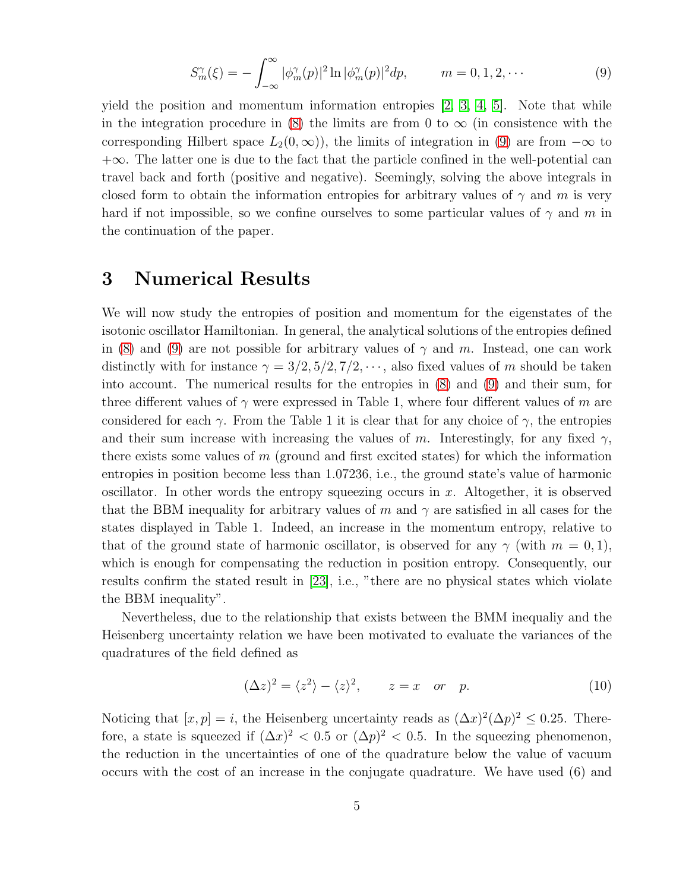$$S_m^\gamma(\xi) = -\int_{-\infty}^{\infty} |\phi_m^\gamma(p)|^2 \ln |\phi_m^\gamma(p)|^2 dp, \qquad m = 0, 1, 2, \cdots \tag{9}$$

yield the position and momentum information entropies [2, 3, 4, 5]. Note that while in the integration procedure in (8) the limits are from 0 to $\infty$ (in consistence with the corresponding Hilbert space $L_2(0, \infty)$), the limits of integration in (9) are from $-\infty$ to $+\infty$. The latter one is due to the fact that the particle confined in the well-potential can travel back and forth (positive and negative). Seemingly, solving the above integrals in closed form to obtain the information entropies for arbitrary values of $\gamma$ and $m$ is very hard if not impossible, so we confine ourselves to some particular values of $\gamma$ and $m$ in the continuation of the paper.

## 3 Numerical Results

We will now study the entropies of position and momentum for the eigenstates of the isotonic oscillator Hamiltonian. In general, the analytical solutions of the entropies defined in (8) and (9) are not possible for arbitrary values of $\gamma$ and $m$. Instead, one can work distinctly with for instance $\gamma = 3/2, 5/2, 7/2, \cdots$, also fixed values of $m$ should be taken into account. The numerical results for the entropies in (8) and (9) and their sum, for three different values of $\gamma$ were expressed in Table 1, where four different values of $m$ are considered for each $\gamma$. From the Table 1 it is clear that for any choice of $\gamma$, the entropies and their sum increase with increasing the values of $m$. Interestingly, for any fixed $\gamma$, there exists some values of $m$ (ground and first excited states) for which the information entropies in position become less than 1.07236, i.e., the ground state's value of harmonic oscillator. In other words the entropy squeezing occurs in $x$. Altogether, it is observed that the BBM inequality for arbitrary values of $m$ and $\gamma$ are satisfied in all cases for the states displayed in Table 1. Indeed, an increase in the momentum entropy, relative to that of the ground state of harmonic oscillator, is observed for any $\gamma$ (with $m = 0, 1$), which is enough for compensating the reduction in position entropy. Consequently, our results confirm the stated result in [23], i.e., "there are no physical states which violate the BBM inequality".

Nevertheless, due to the relationship that exists between the BMM inequaliy and the Heisenberg uncertainty relation we have been motivated to evaluate the variances of the quadratures of the field defined as

$$(\Delta z)^2 = \langle z^2 \rangle - \langle z \rangle^2, \qquad z = x \quad or \quad p. \tag{10}$$

Noticing that $[x, p] = i$, the Heisenberg uncertainty reads as $(\Delta x)^2 (\Delta p)^2 \leq 0.25$. Therefore, a state is squeezed if $(\Delta x)^2 < 0.5$ or $(\Delta p)^2 < 0.5$. In the squeezing phenomenon, the reduction in the uncertainties of one of the quadrature below the value of vacuum occurs with the cost of an increase in the conjugate quadrature. We have used (6) and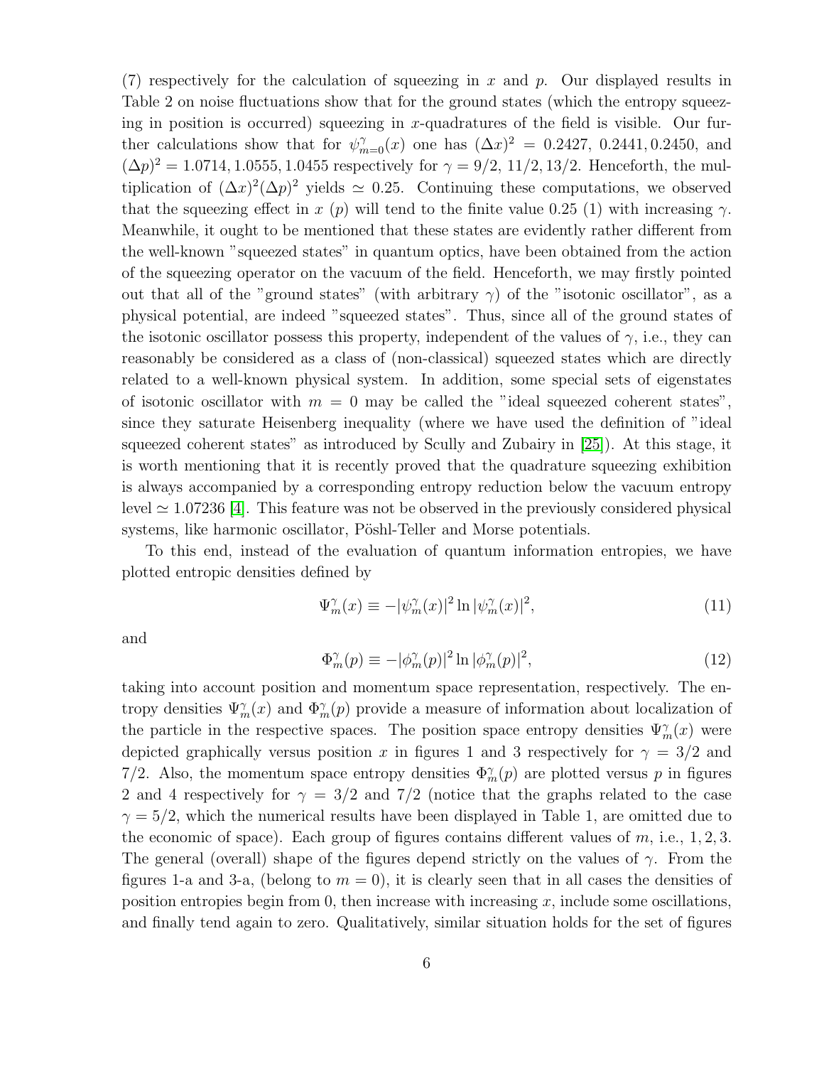(7) respectively for the calculation of squeezing in $x$ and $p$. Our displayed results in Table 2 on noise fluctuations show that for the ground states (which the entropy squeezing in position is occurred) squeezing in $x$-quadratures of the field is visible. Our further calculations show that for $\psi^{\gamma}_{m=0}(x)$ one has $(\Delta x)^2 = 0.2427,\ 0.2441, 0.2450$, and $(\Delta p)^2 = 1.0714, 1.0555, 1.0455$ respectively for $\gamma = 9/2,\ 11/2, 13/2$. Henceforth, the multiplication of $(\Delta x)^2(\Delta p)^2$ yields $\simeq 0.25$. Continuing these computations, we observed that the squeezing effect in $x$ ($p$) will tend to the finite value 0.25 (1) with increasing $\gamma$. Meanwhile, it ought to be mentioned that these states are evidently rather different from the well-known "squeezed states" in quantum optics, have been obtained from the action of the squeezing operator on the vacuum of the field. Henceforth, we may firstly pointed out that all of the "ground states" (with arbitrary $\gamma$) of the "isotonic oscillator", as a physical potential, are indeed "squeezed states". Thus, since all of the ground states of the isotonic oscillator possess this property, independent of the values of $\gamma$, i.e., they can reasonably be considered as a class of (non-classical) squeezed states which are directly related to a well-known physical system. In addition, some special sets of eigenstates of isotonic oscillator with $m = 0$ may be called the "ideal squeezed coherent states", since they saturate Heisenberg inequality (where we have used the definition of "ideal squeezed coherent states" as introduced by Scully and Zubairy in [25]). At this stage, it is worth mentioning that it is recently proved that the quadrature squeezing exhibition is always accompanied by a corresponding entropy reduction below the vacuum entropy level $\simeq 1.07236$ [4]. This feature was not be observed in the previously considered physical systems, like harmonic oscillator, Pöshl-Teller and Morse potentials.

To this end, instead of the evaluation of quantum information entropies, we have plotted entropic densities defined by

$$\Psi^{\gamma}_m(x) \equiv -|\psi^{\gamma}_m(x)|^2 \ln |\psi^{\gamma}_m(x)|^2, \tag{11}$$

and

$$\Phi^{\gamma}_m(p) \equiv -|\phi^{\gamma}_m(p)|^2 \ln |\phi^{\gamma}_m(p)|^2, \tag{12}$$

taking into account position and momentum space representation, respectively. The entropy densities $\Psi^{\gamma}_m(x)$ and $\Phi^{\gamma}_m(p)$ provide a measure of information about localization of the particle in the respective spaces. The position space entropy densities $\Psi^{\gamma}_m(x)$ were depicted graphically versus position $x$ in figures 1 and 3 respectively for $\gamma = 3/2$ and $7/2$. Also, the momentum space entropy densities $\Phi^{\gamma}_m(p)$ are plotted versus $p$ in figures 2 and 4 respectively for $\gamma = 3/2$ and $7/2$ (notice that the graphs related to the case $\gamma = 5/2$, which the numerical results have been displayed in Table 1, are omitted due to the economic of space). Each group of figures contains different values of $m$, i.e., $1, 2, 3$. The general (overall) shape of the figures depend strictly on the values of $\gamma$. From the figures 1-a and 3-a, (belong to $m = 0$), it is clearly seen that in all cases the densities of position entropies begin from 0, then increase with increasing $x$, include some oscillations, and finally tend again to zero. Qualitatively, similar situation holds for the set of figures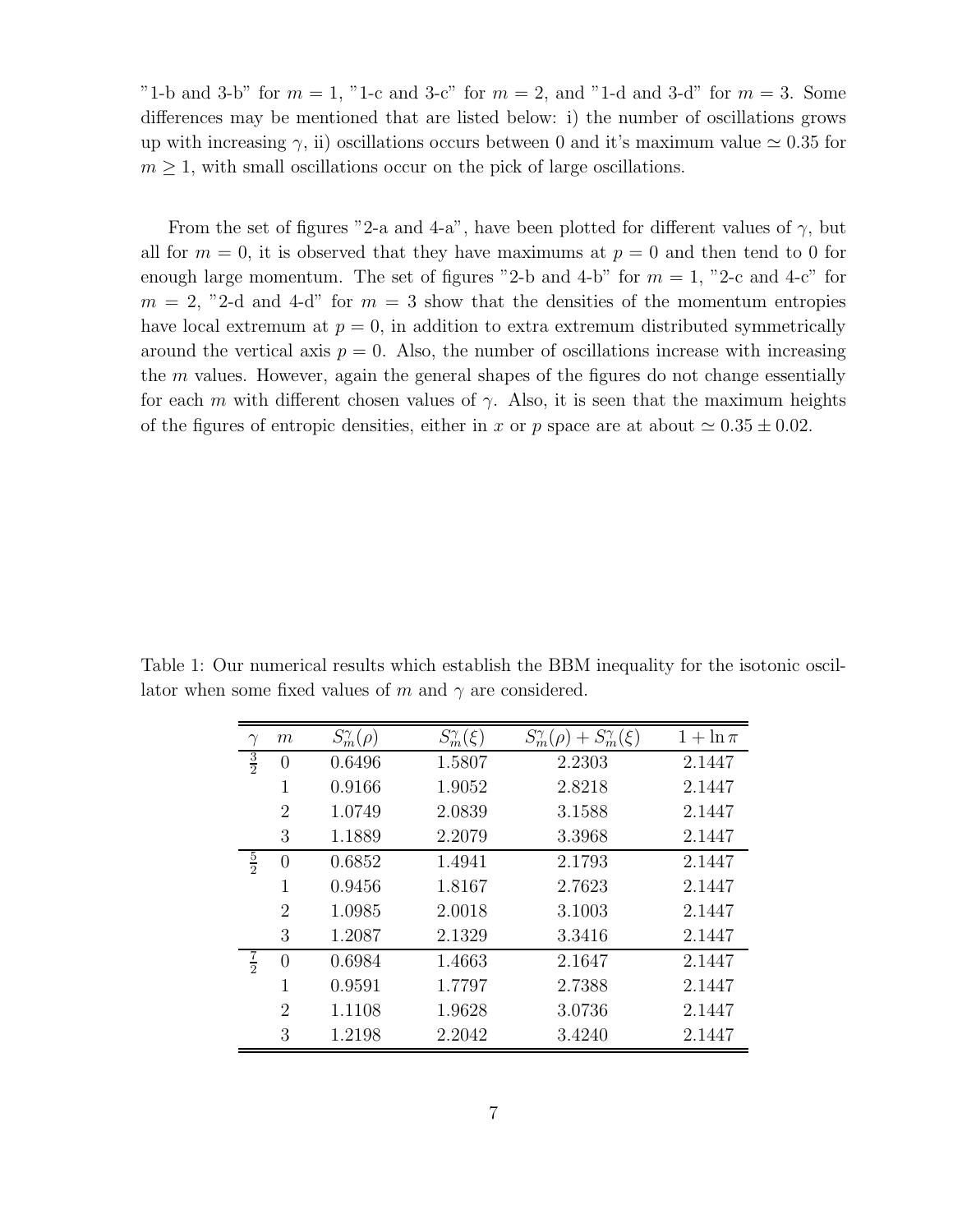"1-b and 3-b" for $m = 1$, "1-c and 3-c" for $m = 2$, and "1-d and 3-d" for $m = 3$. Some differences may be mentioned that are listed below: i) the number of oscillations grows up with increasing $\gamma$, ii) oscillations occurs between 0 and it's maximum value $\simeq 0.35$ for $m \geq 1$, with small oscillations occur on the pick of large oscillations.

From the set of figures "2-a and 4-a", have been plotted for different values of $\gamma$, but all for $m = 0$, it is observed that they have maximums at $p = 0$ and then tend to 0 for enough large momentum. The set of figures "2-b and 4-b" for $m = 1$, "2-c and 4-c" for $m = 2$, "2-d and 4-d" for $m = 3$ show that the densities of the momentum entropies have local extremum at $p = 0$, in addition to extra extremum distributed symmetrically around the vertical axis $p = 0$. Also, the number of oscillations increase with increasing the $m$ values. However, again the general shapes of the figures do not change essentially for each $m$ with different chosen values of $\gamma$. Also, it is seen that the maximum heights of the figures of entropic densities, either in $x$ or $p$ space are at about $\simeq 0.35 \pm 0.02$.

Table 1: Our numerical results which establish the BBM inequality for the isotonic oscillator when some fixed values of $m$ and $\gamma$ are considered.

| $\gamma$ | $m$ | $S_m^\gamma(\rho)$ | $S_m^\gamma(\xi)$ | $S_m^\gamma(\rho) + S_m^\gamma(\xi)$ | $1 + \ln \pi$ |
|---|---|---|---|---|---|
| $\frac{3}{2}$ | 0 | 0.6496 | 1.5807 | 2.2303 | 2.1447 |
| | 1 | 0.9166 | 1.9052 | 2.8218 | 2.1447 |
| | 2 | 1.0749 | 2.0839 | 3.1588 | 2.1447 |
| | 3 | 1.1889 | 2.2079 | 3.3968 | 2.1447 |
| $\frac{5}{2}$ | 0 | 0.6852 | 1.4941 | 2.1793 | 2.1447 |
| | 1 | 0.9456 | 1.8167 | 2.7623 | 2.1447 |
| | 2 | 1.0985 | 2.0018 | 3.1003 | 2.1447 |
| | 3 | 1.2087 | 2.1329 | 3.3416 | 2.1447 |
| $\frac{7}{2}$ | 0 | 0.6984 | 1.4663 | 2.1647 | 2.1447 |
| | 1 | 0.9591 | 1.7797 | 2.7388 | 2.1447 |
| | 2 | 1.1108 | 1.9628 | 3.0736 | 2.1447 |
| | 3 | 1.2198 | 2.2042 | 3.4240 | 2.1447 |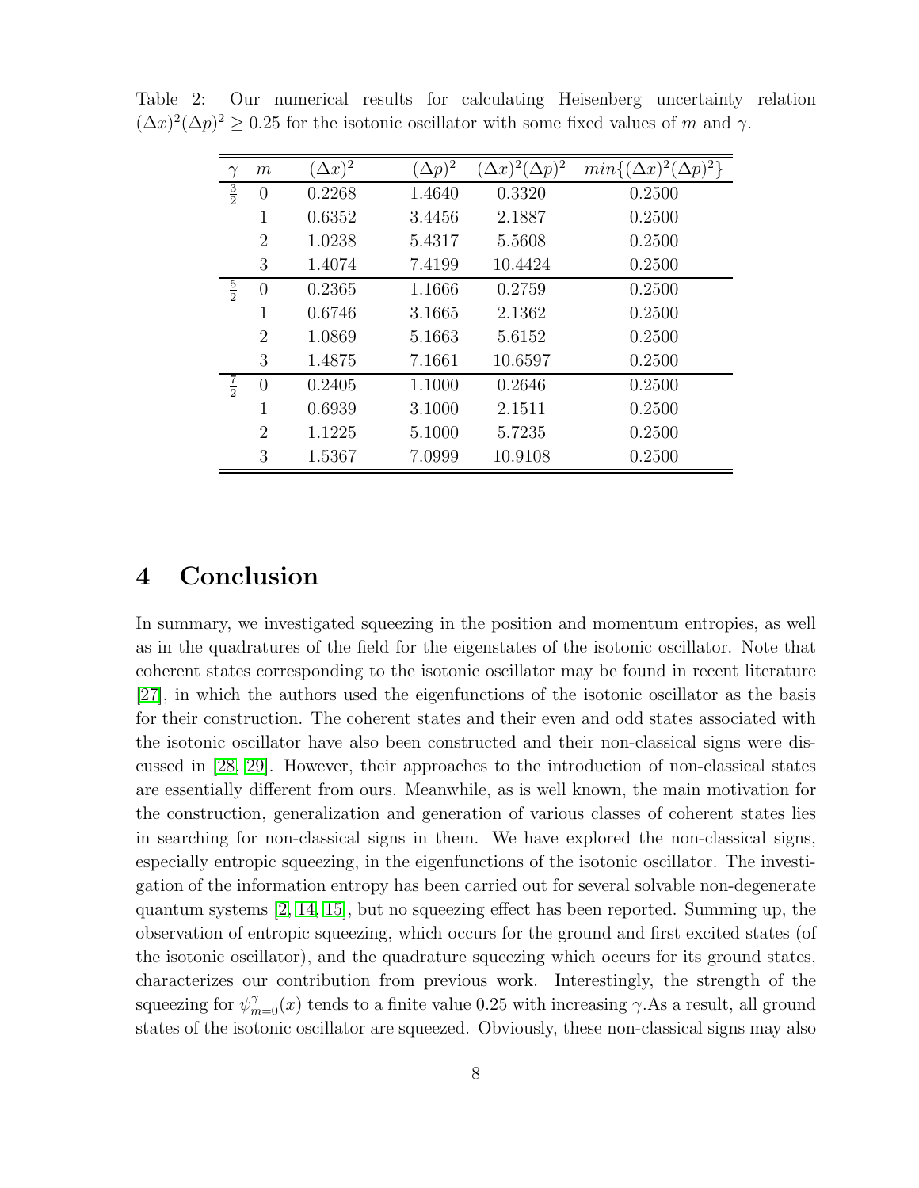Table 2: Our numerical results for calculating Heisenberg uncertainty relation $(\Delta x)^2(\Delta p)^2 \geq 0.25$ for the isotonic oscillator with some fixed values of $m$ and $\gamma$.

| $\gamma$ | $m$ | $(\Delta x)^2$ | $(\Delta p)^2$ | $(\Delta x)^2(\Delta p)^2$ | $min\{(\Delta x)^2(\Delta p)^2\}$ |
|---|---|---|---|---|---|
| $\frac{3}{2}$ | 0 | 0.2268 | 1.4640 | 0.3320 | 0.2500 |
| | 1 | 0.6352 | 3.4456 | 2.1887 | 0.2500 |
| | 2 | 1.0238 | 5.4317 | 5.5608 | 0.2500 |
| | 3 | 1.4074 | 7.4199 | 10.4424 | 0.2500 |
| $\frac{5}{2}$ | 0 | 0.2365 | 1.1666 | 0.2759 | 0.2500 |
| | 1 | 0.6746 | 3.1665 | 2.1362 | 0.2500 |
| | 2 | 1.0869 | 5.1663 | 5.6152 | 0.2500 |
| | 3 | 1.4875 | 7.1661 | 10.6597 | 0.2500 |
| $\frac{7}{2}$ | 0 | 0.2405 | 1.1000 | 0.2646 | 0.2500 |
| | 1 | 0.6939 | 3.1000 | 2.1511 | 0.2500 |
| | 2 | 1.1225 | 5.1000 | 5.7235 | 0.2500 |
| | 3 | 1.5367 | 7.0999 | 10.9108 | 0.2500 |

# 4 Conclusion

In summary, we investigated squeezing in the position and momentum entropies, as well as in the quadratures of the field for the eigenstates of the isotonic oscillator. Note that coherent states corresponding to the isotonic oscillator may be found in recent literature [27], in which the authors used the eigenfunctions of the isotonic oscillator as the basis for their construction. The coherent states and their even and odd states associated with the isotonic oscillator have also been constructed and their non-classical signs were discussed in [28, 29]. However, their approaches to the introduction of non-classical states are essentially different from ours. Meanwhile, as is well known, the main motivation for the construction, generalization and generation of various classes of coherent states lies in searching for non-classical signs in them. We have explored the non-classical signs, especially entropic squeezing, in the eigenfunctions of the isotonic oscillator. The investigation of the information entropy has been carried out for several solvable non-degenerate quantum systems [2, 14, 15], but no squeezing effect has been reported. Summing up, the observation of entropic squeezing, which occurs for the ground and first excited states (of the isotonic oscillator), and the quadrature squeezing which occurs for its ground states, characterizes our contribution from previous work. Interestingly, the strength of the squeezing for $\psi^{\gamma}_{m=0}(x)$ tends to a finite value 0.25 with increasing $\gamma$.As a result, all ground states of the isotonic oscillator are squeezed. Obviously, these non-classical signs may also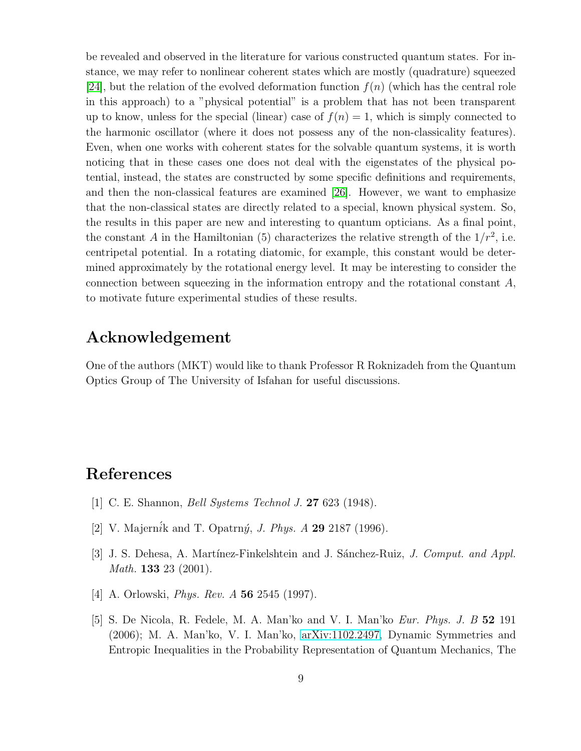be revealed and observed in the literature for various constructed quantum states. For instance, we may refer to nonlinear coherent states which are mostly (quadrature) squeezed [24], but the relation of the evolved deformation function $f(n)$ (which has the central role in this approach) to a "physical potential" is a problem that has not been transparent up to know, unless for the special (linear) case of $f(n) = 1$, which is simply connected to the harmonic oscillator (where it does not possess any of the non-classicality features). Even, when one works with coherent states for the solvable quantum systems, it is worth noticing that in these cases one does not deal with the eigenstates of the physical potential, instead, the states are constructed by some specific definitions and requirements, and then the non-classical features are examined [26]. However, we want to emphasize that the non-classical states are directly related to a special, known physical system. So, the results in this paper are new and interesting to quantum opticians. As a final point, the constant $A$ in the Hamiltonian (5) characterizes the relative strength of the $1/r^2$, i.e. centripetal potential. In a rotating diatomic, for example, this constant would be determined approximately by the rotational energy level. It may be interesting to consider the connection between squeezing in the information entropy and the rotational constant $A$, to motivate future experimental studies of these results.

# Acknowledgement

One of the authors (MKT) would like to thank Professor R Roknizadeh from the Quantum Optics Group of The University of Isfahan for useful discussions.

# References

[1] C. E. Shannon, *Bell Systems Technol J.* **27** 623 (1948).

[2] V. Majerník and T. Opatrný, *J. Phys. A* **29** 2187 (1996).

[3] J. S. Dehesa, A. Martínez-Finkelshtein and J. Sánchez-Ruiz, *J. Comput. and Appl. Math.* **133** 23 (2001).

[4] A. Orlowski, *Phys. Rev. A* **56** 2545 (1997).

[5] S. De Nicola, R. Fedele, M. A. Man'ko and V. I. Man'ko *Eur. Phys. J. B* **52** 191 (2006); M. A. Man'ko, V. I. Man'ko, arXiv:1102.2497, Dynamic Symmetries and Entropic Inequalities in the Probability Representation of Quantum Mechanics, The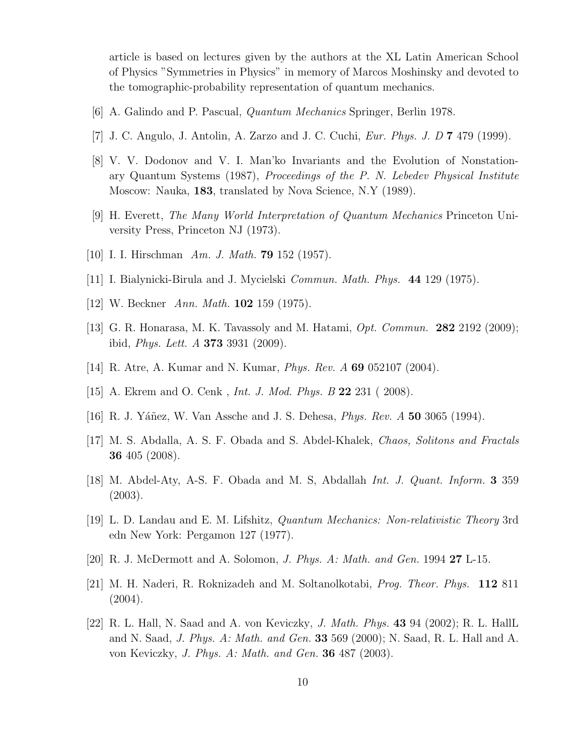article is based on lectures given by the authors at the XL Latin American School of Physics "Symmetries in Physics" in memory of Marcos Moshinsky and devoted to the tomographic-probability representation of quantum mechanics.

[6] A. Galindo and P. Pascual, *Quantum Mechanics* Springer, Berlin 1978.

[7] J. C. Angulo, J. Antolin, A. Zarzo and J. C. Cuchi, *Eur. Phys. J. D* **7** 479 (1999).

[8] V. V. Dodonov and V. I. Man'ko Invariants and the Evolution of Nonstationary Quantum Systems (1987), *Proceedings of the P. N. Lebedev Physical Institute* Moscow: Nauka, **183**, translated by Nova Science, N.Y (1989).

[9] H. Everett, *The Many World Interpretation of Quantum Mechanics* Princeton University Press, Princeton NJ (1973).

[10] I. I. Hirschman *Am. J. Math.* **79** 152 (1957).

[11] I. Bialynicki-Birula and J. Mycielski *Commun. Math. Phys.* **44** 129 (1975).

[12] W. Beckner *Ann. Math.* **102** 159 (1975).

[13] G. R. Honarasa, M. K. Tavassoly and M. Hatami, *Opt. Commun.* **282** 2192 (2009); ibid, *Phys. Lett. A* **373** 3931 (2009).

[14] R. Atre, A. Kumar and N. Kumar, *Phys. Rev. A* **69** 052107 (2004).

[15] A. Ekrem and O. Cenk , *Int. J. Mod. Phys. B* **22** 231 ( 2008).

[16] R. J. Yáñez, W. Van Assche and J. S. Dehesa, *Phys. Rev. A* **50** 3065 (1994).

[17] M. S. Abdalla, A. S. F. Obada and S. Abdel-Khalek, *Chaos, Solitons and Fractals* **36** 405 (2008).

[18] M. Abdel-Aty, A-S. F. Obada and M. S, Abdallah *Int. J. Quant. Inform.* **3** 359 (2003).

[19] L. D. Landau and E. M. Lifshitz, *Quantum Mechanics: Non-relativistic Theory* 3rd edn New York: Pergamon 127 (1977).

[20] R. J. McDermott and A. Solomon, *J. Phys. A: Math. and Gen.* 1994 **27** L-15.

[21] M. H. Naderi, R. Roknizadeh and M. Soltanolkotabi, *Prog. Theor. Phys.* **112** 811 (2004).

[22] R. L. Hall, N. Saad and A. von Keviczky, *J. Math. Phys.* **43** 94 (2002); R. L. HallL and N. Saad, *J. Phys. A: Math. and Gen.* **33** 569 (2000); N. Saad, R. L. Hall and A. von Keviczky, *J. Phys. A: Math. and Gen.* **36** 487 (2003).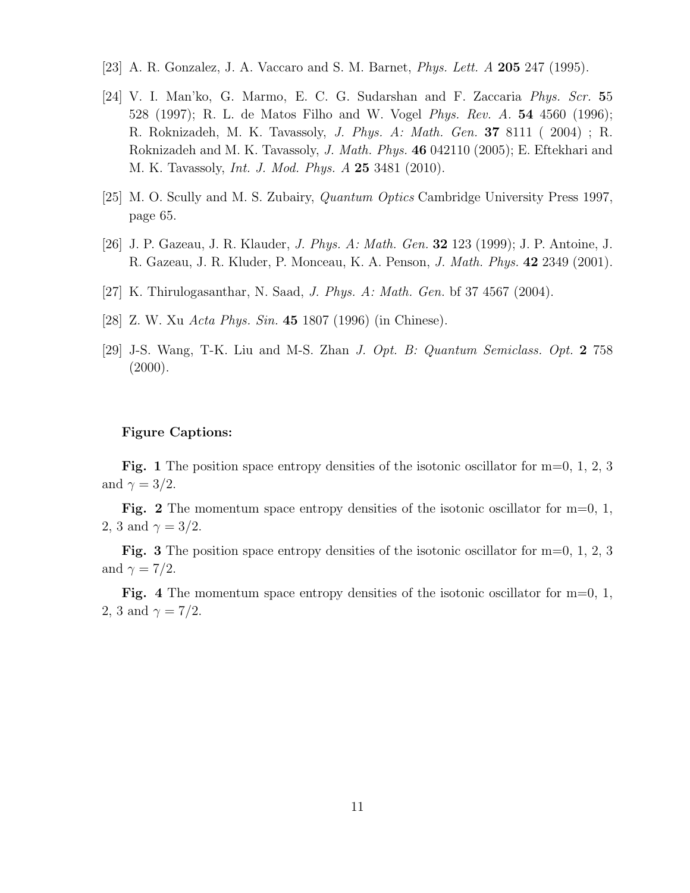[23] A. R. Gonzalez, J. A. Vaccaro and S. M. Barnet, *Phys. Lett. A* **205** 247 (1995).

[24] V. I. Man'ko, G. Marmo, E. C. G. Sudarshan and F. Zaccaria *Phys. Scr.* **5**5 528 (1997); R. L. de Matos Filho and W. Vogel *Phys. Rev. A.* **54** 4560 (1996); R. Roknizadeh, M. K. Tavassoly, *J. Phys. A: Math. Gen.* **37** 8111 ( 2004) ; R. Roknizadeh and M. K. Tavassoly, *J. Math. Phys.* **46** 042110 (2005); E. Eftekhari and M. K. Tavassoly, *Int. J. Mod. Phys. A* **25** 3481 (2010).

[25] M. O. Scully and M. S. Zubairy, *Quantum Optics* Cambridge University Press 1997, page 65.

[26] J. P. Gazeau, J. R. Klauder, *J. Phys. A: Math. Gen.* **32** 123 (1999); J. P. Antoine, J. R. Gazeau, J. R. Kluder, P. Monceau, K. A. Penson, *J. Math. Phys.* **42** 2349 (2001).

[27] K. Thirulogasanthar, N. Saad, *J. Phys. A: Math. Gen.* bf 37 4567 (2004).

[28] Z. W. Xu *Acta Phys. Sin.* **45** 1807 (1996) (in Chinese).

[29] J-S. Wang, T-K. Liu and M-S. Zhan *J. Opt. B: Quantum Semiclass. Opt.* **2** 758 (2000).

**Figure Captions:**

**Fig. 1** The position space entropy densities of the isotonic oscillator for m=0, 1, 2, 3 and $\gamma = 3/2$.

**Fig. 2** The momentum space entropy densities of the isotonic oscillator for m=0, 1, 2, 3 and $\gamma = 3/2$.

**Fig. 3** The position space entropy densities of the isotonic oscillator for m=0, 1, 2, 3 and $\gamma = 7/2$.

**Fig. 4** The momentum space entropy densities of the isotonic oscillator for m=0, 1, 2, 3 and $\gamma = 7/2$.